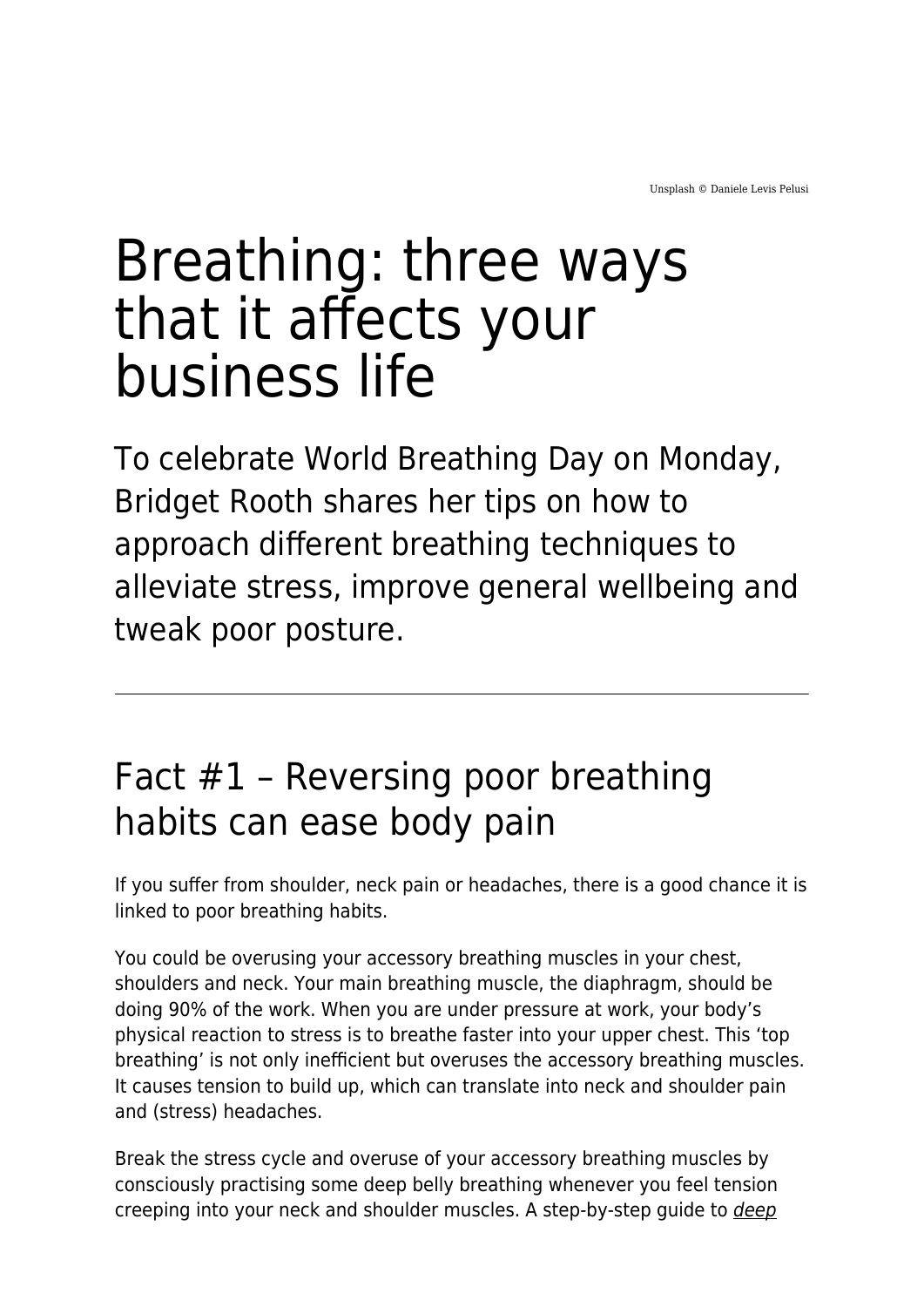Unsplash © Daniele Levis Pelusi

# Breathing: three ways that it affects your business life

## To celebrate World Breathing Day on Monday, Bridget Rooth shares her tips on how to approach different breathing techniques to alleviate stress, improve general wellbeing and tweak poor posture.

---

## Fact #1 – Reversing poor breathing habits can ease body pain

If you suffer from shoulder, neck pain or headaches, there is a good chance it is linked to poor breathing habits.

You could be overusing your accessory breathing muscles in your chest, shoulders and neck. Your main breathing muscle, the diaphragm, should be doing 90% of the work. When you are under pressure at work, your body's physical reaction to stress is to breathe faster into your upper chest. This 'top breathing' is not only inefficient but overuses the accessory breathing muscles. It causes tension to build up, which can translate into neck and shoulder pain and (stress) headaches.

Break the stress cycle and overuse of your accessory breathing muscles by consciously practising some deep belly breathing whenever you feel tension creeping into your neck and shoulder muscles. A step-by-step guide to *deep*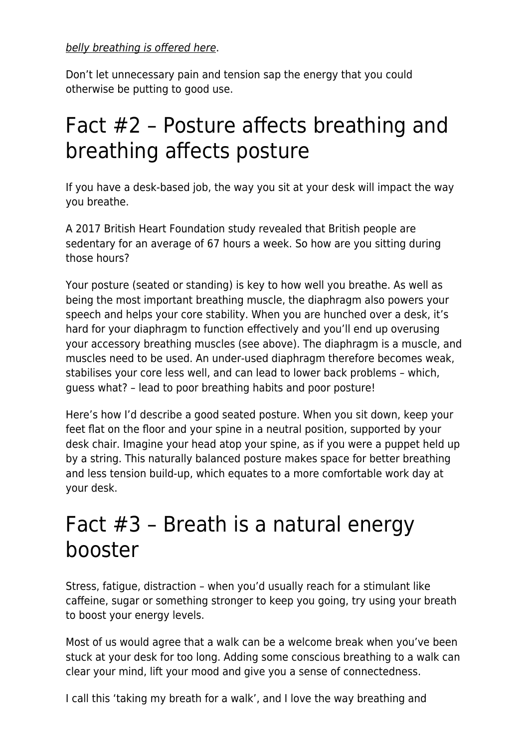*belly breathing is offered here*.

Don't let unnecessary pain and tension sap the energy that you could otherwise be putting to good use.

# Fact #2 – Posture affects breathing and breathing affects posture

If you have a desk-based job, the way you sit at your desk will impact the way you breathe.

A 2017 British Heart Foundation study revealed that British people are sedentary for an average of 67 hours a week. So how are you sitting during those hours?

Your posture (seated or standing) is key to how well you breathe. As well as being the most important breathing muscle, the diaphragm also powers your speech and helps your core stability. When you are hunched over a desk, it's hard for your diaphragm to function effectively and you'll end up overusing your accessory breathing muscles (see above). The diaphragm is a muscle, and muscles need to be used. An under-used diaphragm therefore becomes weak, stabilises your core less well, and can lead to lower back problems – which, guess what? – lead to poor breathing habits and poor posture!

Here's how I'd describe a good seated posture. When you sit down, keep your feet flat on the floor and your spine in a neutral position, supported by your desk chair. Imagine your head atop your spine, as if you were a puppet held up by a string. This naturally balanced posture makes space for better breathing and less tension build-up, which equates to a more comfortable work day at your desk.

# Fact #3 – Breath is a natural energy booster

Stress, fatigue, distraction – when you'd usually reach for a stimulant like caffeine, sugar or something stronger to keep you going, try using your breath to boost your energy levels.

Most of us would agree that a walk can be a welcome break when you've been stuck at your desk for too long. Adding some conscious breathing to a walk can clear your mind, lift your mood and give you a sense of connectedness.

I call this 'taking my breath for a walk', and I love the way breathing and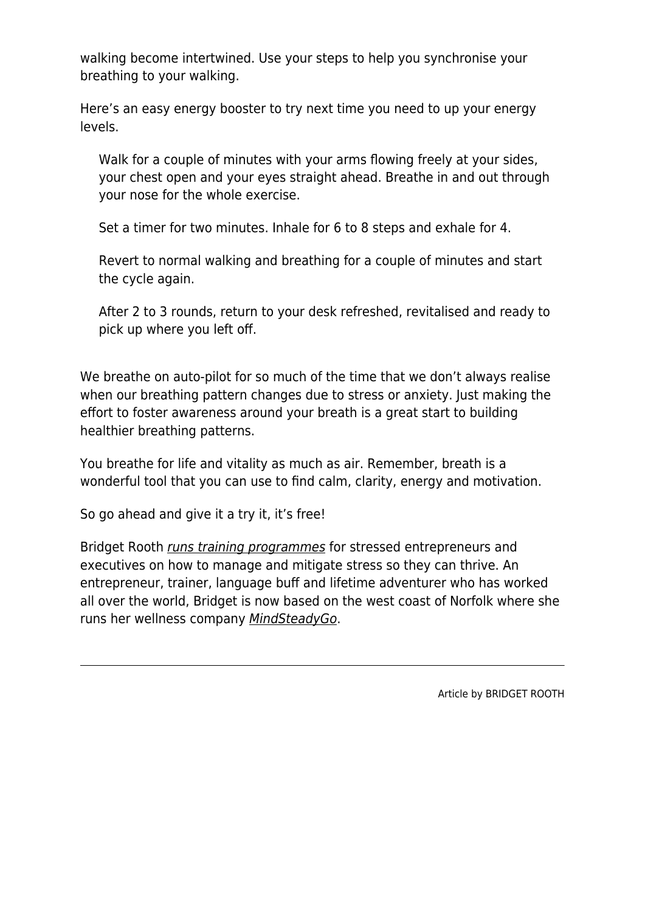walking become intertwined. Use your steps to help you synchronise your breathing to your walking.

Here's an easy energy booster to try next time you need to up your energy levels.

> Walk for a couple of minutes with your arms flowing freely at your sides, your chest open and your eyes straight ahead. Breathe in and out through your nose for the whole exercise.
>
> Set a timer for two minutes. Inhale for 6 to 8 steps and exhale for 4.
>
> Revert to normal walking and breathing for a couple of minutes and start the cycle again.
>
> After 2 to 3 rounds, return to your desk refreshed, revitalised and ready to pick up where you left off.

We breathe on auto-pilot for so much of the time that we don't always realise when our breathing pattern changes due to stress or anxiety. Just making the effort to foster awareness around your breath is a great start to building healthier breathing patterns.

You breathe for life and vitality as much as air. Remember, breath is a wonderful tool that you can use to find calm, clarity, energy and motivation.

So go ahead and give it a try it, it's free!

Bridget Rooth *runs training programmes* for stressed entrepreneurs and executives on how to manage and mitigate stress so they can thrive. An entrepreneur, trainer, language buff and lifetime adventurer who has worked all over the world, Bridget is now based on the west coast of Norfolk where she runs her wellness company *MindSteadyGo*.

---

Article by BRIDGET ROOTH